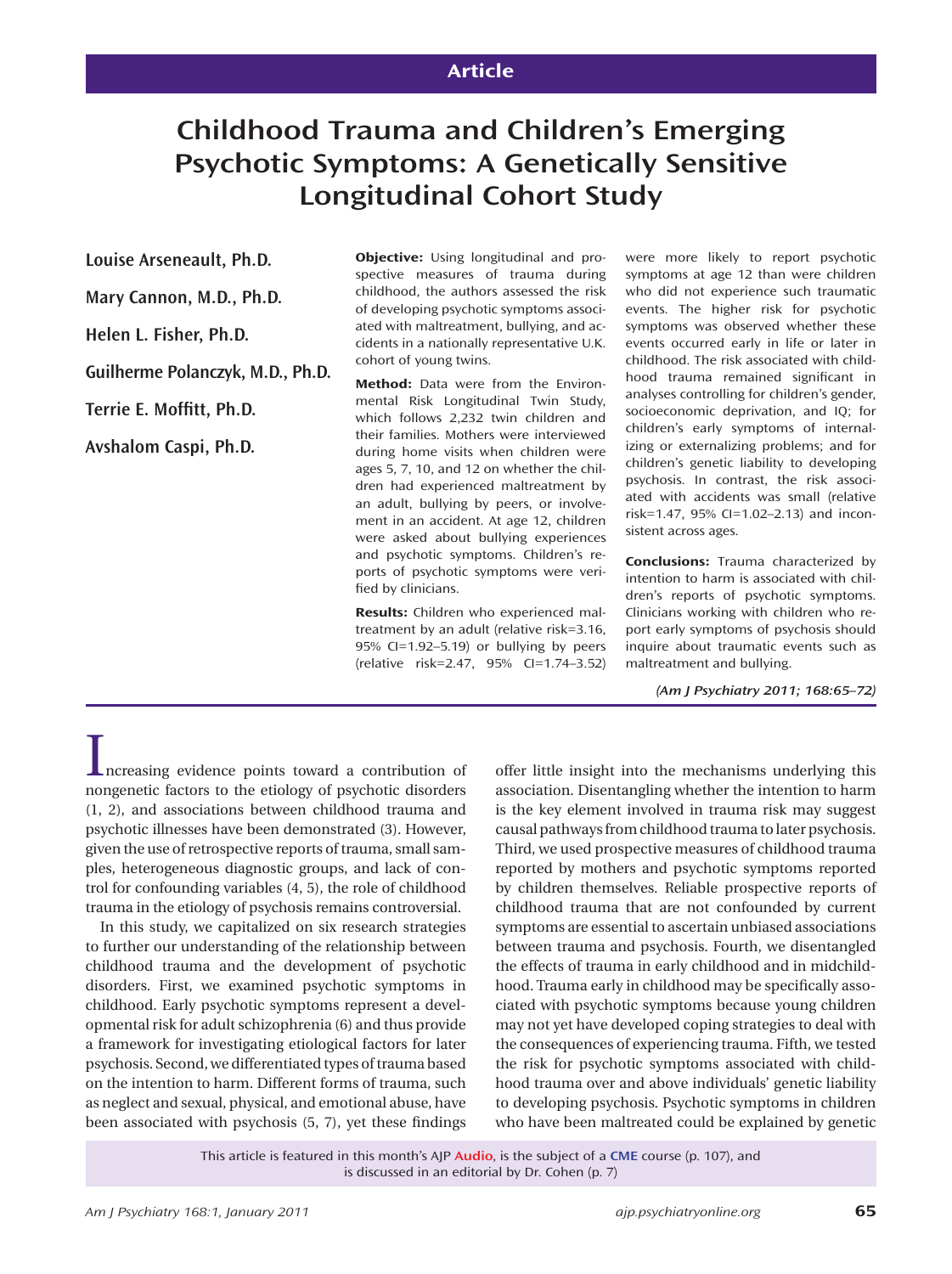Article

# Childhood Trauma and Children's Emerging Psychotic Symptoms: A Genetically Sensitive Longitudinal Cohort Study

**Louise Arseneault, Ph.D.**

**Mary Cannon, M.D., Ph.D.**

**Helen L. Fisher, Ph.D.**

**Guilherme Polanczyk, M.D., Ph.D.**

**Terrie E. Moffitt, Ph.D.**

**Avshalom Caspi, Ph.D.**

**Objective:** Using longitudinal and prospective measures of trauma during childhood, the authors assessed the risk of developing psychotic symptoms associated with maltreatment, bullying, and accidents in a nationally representative U.K. cohort of young twins.

**Method:** Data were from the Environmental Risk Longitudinal Twin Study, which follows 2,232 twin children and their families. Mothers were interviewed during home visits when children were ages 5, 7, 10, and 12 on whether the children had experienced maltreatment by an adult, bullying by peers, or involvement in an accident. At age 12, children were asked about bullying experiences and psychotic symptoms. Children's reports of psychotic symptoms were verified by clinicians.

**Results:** Children who experienced maltreatment by an adult (relative risk=3.16, 95% CI=1.92–5.19) or bullying by peers (relative risk=2.47, 95% CI=1.74–3.52) were more likely to report psychotic symptoms at age 12 than were children who did not experience such traumatic events. The higher risk for psychotic symptoms was observed whether these events occurred early in life or later in childhood. The risk associated with childhood trauma remained significant in analyses controlling for children's gender, socioeconomic deprivation, and IQ; for children's early symptoms of internalizing or externalizing problems; and for children's genetic liability to developing psychosis. In contrast, the risk associated with accidents was small (relative risk=1.47, 95% CI=1.02–2.13) and inconsistent across ages.

**Conclusions:** Trauma characterized by intention to harm is associated with children's reports of psychotic symptoms. Clinicians working with children who report early symptoms of psychosis should inquire about traumatic events such as maltreatment and bullying.

*(Am J Psychiatry 2011; 168:65–72)*

Increasing evidence points toward a contribution of nongenetic factors to the etiology of psychotic disorders (1, 2), and associations between childhood trauma and psychotic illnesses have been demonstrated (3). However, given the use of retrospective reports of trauma, small samples, heterogeneous diagnostic groups, and lack of control for confounding variables (4, 5), the role of childhood trauma in the etiology of psychosis remains controversial.

In this study, we capitalized on six research strategies to further our understanding of the relationship between childhood trauma and the development of psychotic disorders. First, we examined psychotic symptoms in childhood. Early psychotic symptoms represent a developmental risk for adult schizophrenia (6) and thus provide a framework for investigating etiological factors for later psychosis. Second, we differentiated types of trauma based on the intention to harm. Different forms of trauma, such as neglect and sexual, physical, and emotional abuse, have been associated with psychosis (5, 7), yet these findings offer little insight into the mechanisms underlying this association. Disentangling whether the intention to harm is the key element involved in trauma risk may suggest causal pathways from childhood trauma to later psychosis. Third, we used prospective measures of childhood trauma reported by mothers and psychotic symptoms reported by children themselves. Reliable prospective reports of childhood trauma that are not confounded by current symptoms are essential to ascertain unbiased associations between trauma and psychosis. Fourth, we disentangled the effects of trauma in early childhood and in midchildhood. Trauma early in childhood may be specifically associated with psychotic symptoms because young children may not yet have developed coping strategies to deal with the consequences of experiencing trauma. Fifth, we tested the risk for psychotic symptoms associated with childhood trauma over and above individuals' genetic liability to developing psychosis. Psychotic symptoms in children who have been maltreated could be explained by genetic

This article is featured in this month's AJP Audio, is the subject of a CME course (p. 107), and is discussed in an editorial by Dr. Cohen (p. 7)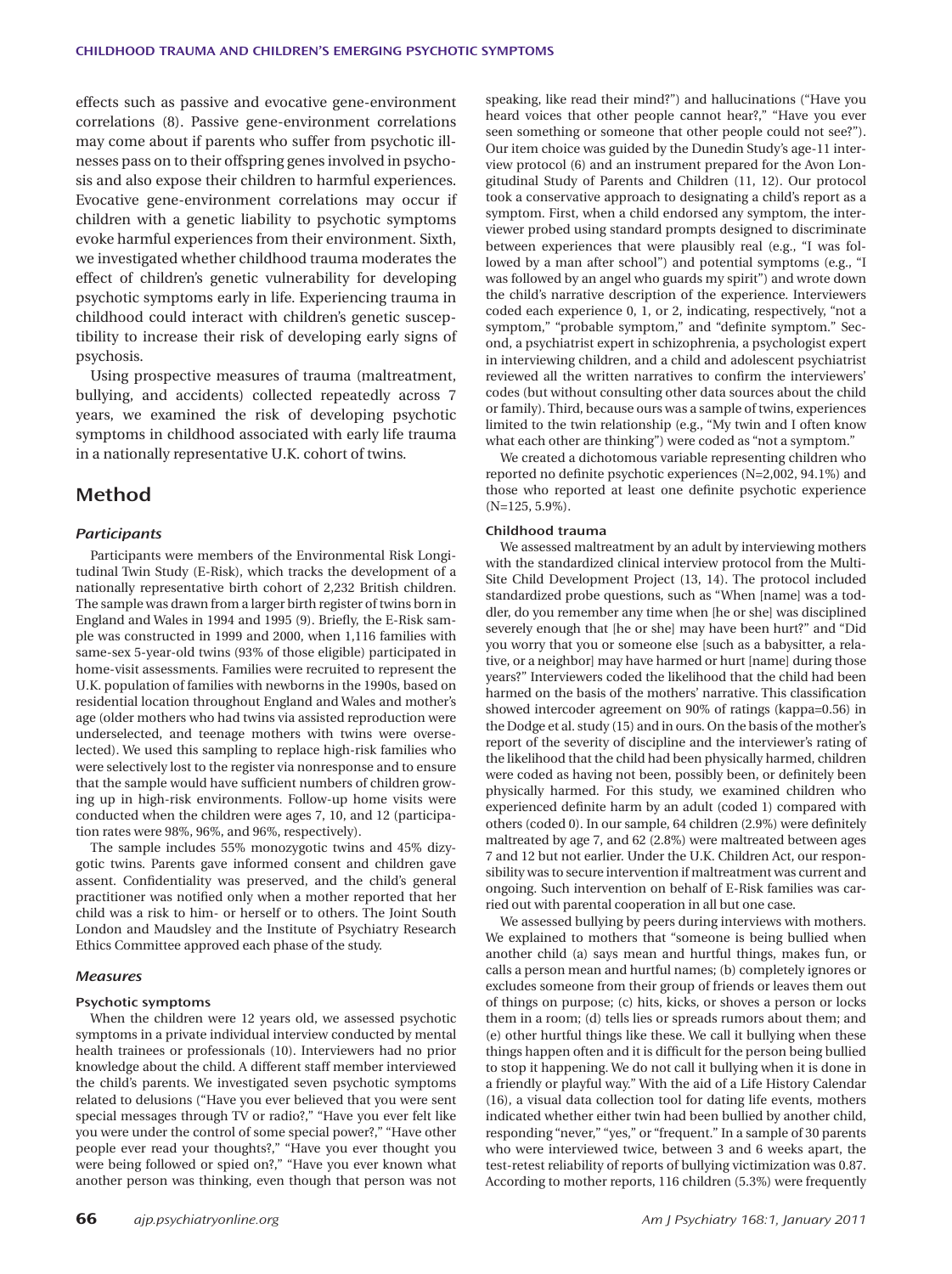effects such as passive and evocative gene-environment correlations (8). Passive gene-environment correlations may come about if parents who suffer from psychotic illnesses pass on to their offspring genes involved in psychosis and also expose their children to harmful experiences. Evocative gene-environment correlations may occur if children with a genetic liability to psychotic symptoms evoke harmful experiences from their environment. Sixth, we investigated whether childhood trauma moderates the effect of children's genetic vulnerability for developing psychotic symptoms early in life. Experiencing trauma in childhood could interact with children's genetic susceptibility to increase their risk of developing early signs of psychosis.

Using prospective measures of trauma (maltreatment, bullying, and accidents) collected repeatedly across 7 years, we examined the risk of developing psychotic symptoms in childhood associated with early life trauma in a nationally representative U.K. cohort of twins.

## Method

### Participants

Participants were members of the Environmental Risk Longitudinal Twin Study (E-Risk), which tracks the development of a nationally representative birth cohort of 2,232 British children. The sample was drawn from a larger birth register of twins born in England and Wales in 1994 and 1995 (9). Briefly, the E-Risk sample was constructed in 1999 and 2000, when 1,116 families with same-sex 5-year-old twins (93% of those eligible) participated in home-visit assessments. Families were recruited to represent the U.K. population of families with newborns in the 1990s, based on residential location throughout England and Wales and mother's age (older mothers who had twins via assisted reproduction were underselected, and teenage mothers with twins were overselected). We used this sampling to replace high-risk families who were selectively lost to the register via nonresponse and to ensure that the sample would have sufficient numbers of children growing up in high-risk environments. Follow-up home visits were conducted when the children were ages 7, 10, and 12 (participation rates were 98%, 96%, and 96%, respectively).

The sample includes 55% monozygotic twins and 45% dizygotic twins. Parents gave informed consent and children gave assent. Confidentiality was preserved, and the child's general practitioner was notified only when a mother reported that her child was a risk to him- or herself or to others. The Joint South London and Maudsley and the Institute of Psychiatry Research Ethics Committee approved each phase of the study.

### Measures

#### Psychotic symptoms

When the children were 12 years old, we assessed psychotic symptoms in a private individual interview conducted by mental health trainees or professionals (10). Interviewers had no prior knowledge about the child. A different staff member interviewed the child's parents. We investigated seven psychotic symptoms related to delusions ("Have you ever believed that you were sent special messages through TV or radio?," "Have you ever felt like you were under the control of some special power?," "Have other people ever read your thoughts?," "Have you ever thought you were being followed or spied on?," "Have you ever known what another person was thinking, even though that person was not speaking, like read their mind?") and hallucinations ("Have you heard voices that other people cannot hear?," "Have you ever seen something or someone that other people could not see?"). Our item choice was guided by the Dunedin Study's age-11 interview protocol (6) and an instrument prepared for the Avon Longitudinal Study of Parents and Children (11, 12). Our protocol took a conservative approach to designating a child's report as a symptom. First, when a child endorsed any symptom, the interviewer probed using standard prompts designed to discriminate between experiences that were plausibly real (e.g., "I was followed by a man after school") and potential symptoms (e.g., "I was followed by an angel who guards my spirit") and wrote down the child's narrative description of the experience. Interviewers coded each experience 0, 1, or 2, indicating, respectively, "not a symptom," "probable symptom," and "definite symptom." Second, a psychiatrist expert in schizophrenia, a psychologist expert in interviewing children, and a child and adolescent psychiatrist reviewed all the written narratives to confirm the interviewers' codes (but without consulting other data sources about the child or family). Third, because ours was a sample of twins, experiences limited to the twin relationship (e.g., "My twin and I often know what each other are thinking") were coded as "not a symptom."

We created a dichotomous variable representing children who reported no definite psychotic experiences (N=2,002, 94.1%) and those who reported at least one definite psychotic experience (N=125, 5.9%).

#### Childhood trauma

We assessed maltreatment by an adult by interviewing mothers with the standardized clinical interview protocol from the Multi-Site Child Development Project (13, 14). The protocol included standardized probe questions, such as "When [name] was a toddler, do you remember any time when [he or she] was disciplined severely enough that [he or she] may have been hurt?" and "Did you worry that you or someone else [such as a babysitter, a relative, or a neighbor] may have harmed or hurt [name] during those years?" Interviewers coded the likelihood that the child had been harmed on the basis of the mothers' narrative. This classification showed intercoder agreement on 90% of ratings (kappa=0.56) in the Dodge et al. study (15) and in ours. On the basis of the mother's report of the severity of discipline and the interviewer's rating of the likelihood that the child had been physically harmed, children were coded as having not been, possibly been, or definitely been physically harmed. For this study, we examined children who experienced definite harm by an adult (coded 1) compared with others (coded 0). In our sample, 64 children (2.9%) were definitely maltreated by age 7, and 62 (2.8%) were maltreated between ages 7 and 12 but not earlier. Under the U.K. Children Act, our responsibility was to secure intervention if maltreatment was current and ongoing. Such intervention on behalf of E-Risk families was carried out with parental cooperation in all but one case.

We assessed bullying by peers during interviews with mothers. We explained to mothers that "someone is being bullied when another child (a) says mean and hurtful things, makes fun, or calls a person mean and hurtful names; (b) completely ignores or excludes someone from their group of friends or leaves them out of things on purpose; (c) hits, kicks, or shoves a person or locks them in a room; (d) tells lies or spreads rumors about them; and (e) other hurtful things like these. We call it bullying when these things happen often and it is difficult for the person being bullied to stop it happening. We do not call it bullying when it is done in a friendly or playful way." With the aid of a Life History Calendar (16), a visual data collection tool for dating life events, mothers indicated whether either twin had been bullied by another child, responding "never," "yes," or "frequent." In a sample of 30 parents who were interviewed twice, between 3 and 6 weeks apart, the test-retest reliability of reports of bullying victimization was 0.87. According to mother reports, 116 children (5.3%) were frequently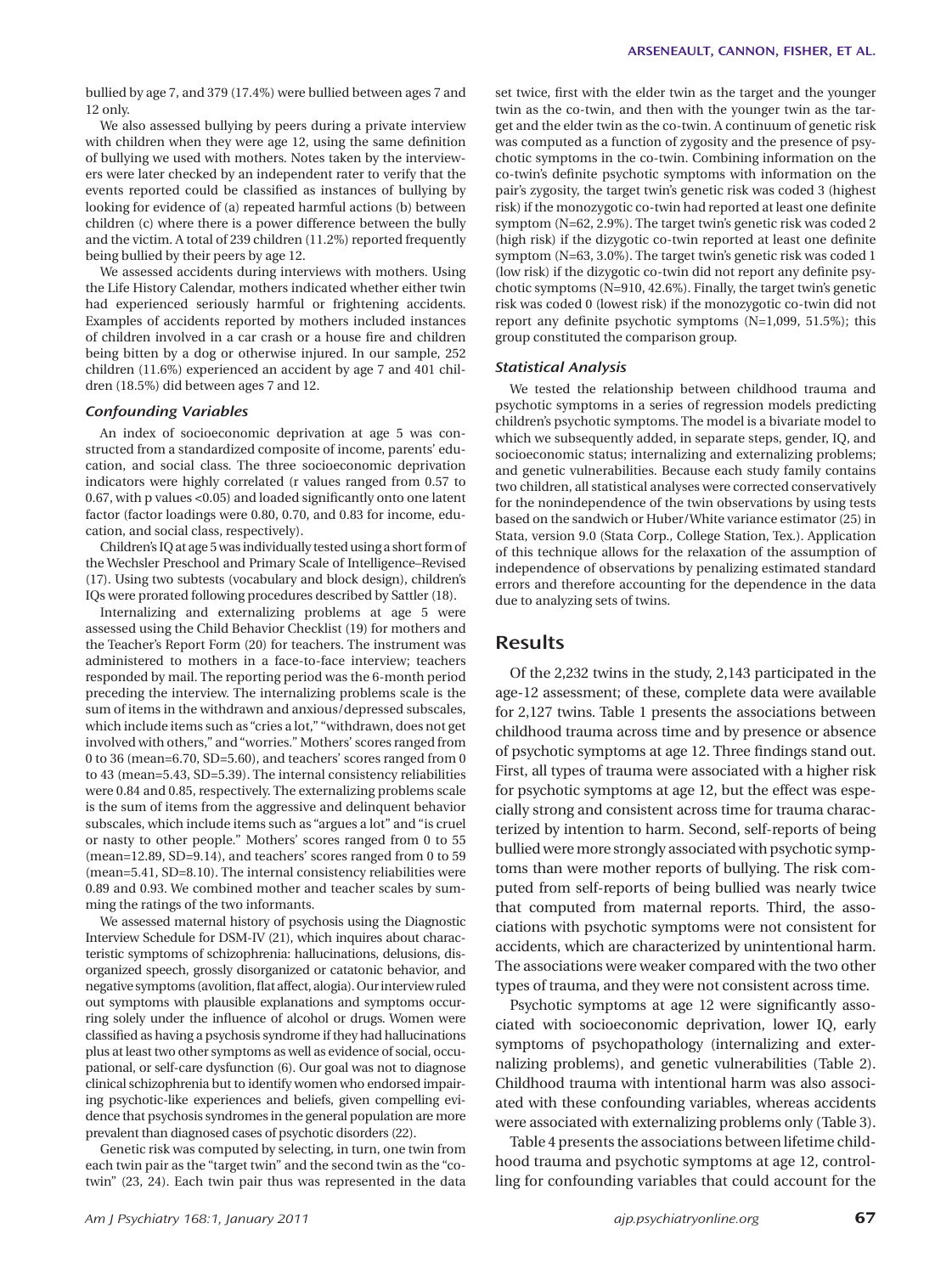bullied by age 7, and 379 (17.4%) were bullied between ages 7 and 12 only.

We also assessed bullying by peers during a private interview with children when they were age 12, using the same definition of bullying we used with mothers. Notes taken by the interviewers were later checked by an independent rater to verify that the events reported could be classified as instances of bullying by looking for evidence of (a) repeated harmful actions (b) between children (c) where there is a power difference between the bully and the victim. A total of 239 children (11.2%) reported frequently being bullied by their peers by age 12.

We assessed accidents during interviews with mothers. Using the Life History Calendar, mothers indicated whether either twin had experienced seriously harmful or frightening accidents. Examples of accidents reported by mothers included instances of children involved in a car crash or a house fire and children being bitten by a dog or otherwise injured. In our sample, 252 children (11.6%) experienced an accident by age 7 and 401 children (18.5%) did between ages 7 and 12.

### *Confounding Variables*

An index of socioeconomic deprivation at age 5 was constructed from a standardized composite of income, parents' education, and social class. The three socioeconomic deprivation indicators were highly correlated (r values ranged from 0.57 to 0.67, with p values <0.05) and loaded significantly onto one latent factor (factor loadings were 0.80, 0.70, and 0.83 for income, education, and social class, respectively).

Children's IQ at age 5 was individually tested using a short form of the Wechsler Preschool and Primary Scale of Intelligence–Revised (17). Using two subtests (vocabulary and block design), children's IQs were prorated following procedures described by Sattler (18).

Internalizing and externalizing problems at age 5 were assessed using the Child Behavior Checklist (19) for mothers and the Teacher's Report Form (20) for teachers. The instrument was administered to mothers in a face-to-face interview; teachers responded by mail. The reporting period was the 6-month period preceding the interview. The internalizing problems scale is the sum of items in the withdrawn and anxious/depressed subscales, which include items such as "cries a lot," "withdrawn, does not get involved with others," and "worries." Mothers' scores ranged from 0 to 36 (mean=6.70, SD=5.60), and teachers' scores ranged from 0 to 43 (mean=5.43, SD=5.39). The internal consistency reliabilities were 0.84 and 0.85, respectively. The externalizing problems scale is the sum of items from the aggressive and delinquent behavior subscales, which include items such as "argues a lot" and "is cruel or nasty to other people." Mothers' scores ranged from 0 to 55 (mean=12.89, SD=9.14), and teachers' scores ranged from 0 to 59 (mean=5.41, SD=8.10). The internal consistency reliabilities were 0.89 and 0.93. We combined mother and teacher scales by summing the ratings of the two informants.

We assessed maternal history of psychosis using the Diagnostic Interview Schedule for DSM-IV (21), which inquires about characteristic symptoms of schizophrenia: hallucinations, delusions, disorganized speech, grossly disorganized or catatonic behavior, and negative symptoms (avolition, flat affect, alogia). Our interview ruled out symptoms with plausible explanations and symptoms occurring solely under the influence of alcohol or drugs. Women were classified as having a psychosis syndrome if they had hallucinations plus at least two other symptoms as well as evidence of social, occupational, or self-care dysfunction (6). Our goal was not to diagnose clinical schizophrenia but to identify women who endorsed impairing psychotic-like experiences and beliefs, given compelling evidence that psychosis syndromes in the general population are more prevalent than diagnosed cases of psychotic disorders (22).

Genetic risk was computed by selecting, in turn, one twin from each twin pair as the "target twin" and the second twin as the "co-twin" (23, 24). Each twin pair thus was represented in the data set twice, first with the elder twin as the target and the younger twin as the co-twin, and then with the younger twin as the target and the elder twin as the co-twin. A continuum of genetic risk was computed as a function of zygosity and the presence of psychotic symptoms in the co-twin. Combining information on the co-twin's definite psychotic symptoms with information on the pair's zygosity, the target twin's genetic risk was coded 3 (highest risk) if the monozygotic co-twin had reported at least one definite symptom (N=62, 2.9%). The target twin's genetic risk was coded 2 (high risk) if the dizygotic co-twin reported at least one definite symptom (N=63, 3.0%). The target twin's genetic risk was coded 1 (low risk) if the dizygotic co-twin did not report any definite psychotic symptoms (N=910, 42.6%). Finally, the target twin's genetic risk was coded 0 (lowest risk) if the monozygotic co-twin did not report any definite psychotic symptoms (N=1,099, 51.5%); this group constituted the comparison group.

### *Statistical Analysis*

We tested the relationship between childhood trauma and psychotic symptoms in a series of regression models predicting children's psychotic symptoms. The model is a bivariate model to which we subsequently added, in separate steps, gender, IQ, and socioeconomic status; internalizing and externalizing problems; and genetic vulnerabilities. Because each study family contains two children, all statistical analyses were corrected conservatively for the nonindependence of the twin observations by using tests based on the sandwich or Huber/White variance estimator (25) in Stata, version 9.0 (Stata Corp., College Station, Tex.). Application of this technique allows for the relaxation of the assumption of independence of observations by penalizing estimated standard errors and therefore accounting for the dependence in the data due to analyzing sets of twins.

## Results

Of the 2,232 twins in the study, 2,143 participated in the age-12 assessment; of these, complete data were available for 2,127 twins. Table 1 presents the associations between childhood trauma across time and by presence or absence of psychotic symptoms at age 12. Three findings stand out. First, all types of trauma were associated with a higher risk for psychotic symptoms at age 12, but the effect was especially strong and consistent across time for trauma characterized by intention to harm. Second, self-reports of being bullied were more strongly associated with psychotic symptoms than were mother reports of bullying. The risk computed from self-reports of being bullied was nearly twice that computed from maternal reports. Third, the associations with psychotic symptoms were not consistent for accidents, which are characterized by unintentional harm. The associations were weaker compared with the two other types of trauma, and they were not consistent across time.

Psychotic symptoms at age 12 were significantly associated with socioeconomic deprivation, lower IQ, early symptoms of psychopathology (internalizing and externalizing problems), and genetic vulnerabilities (Table 2). Childhood trauma with intentional harm was also associated with these confounding variables, whereas accidents were associated with externalizing problems only (Table 3).

Table 4 presents the associations between lifetime childhood trauma and psychotic symptoms at age 12, controlling for confounding variables that could account for the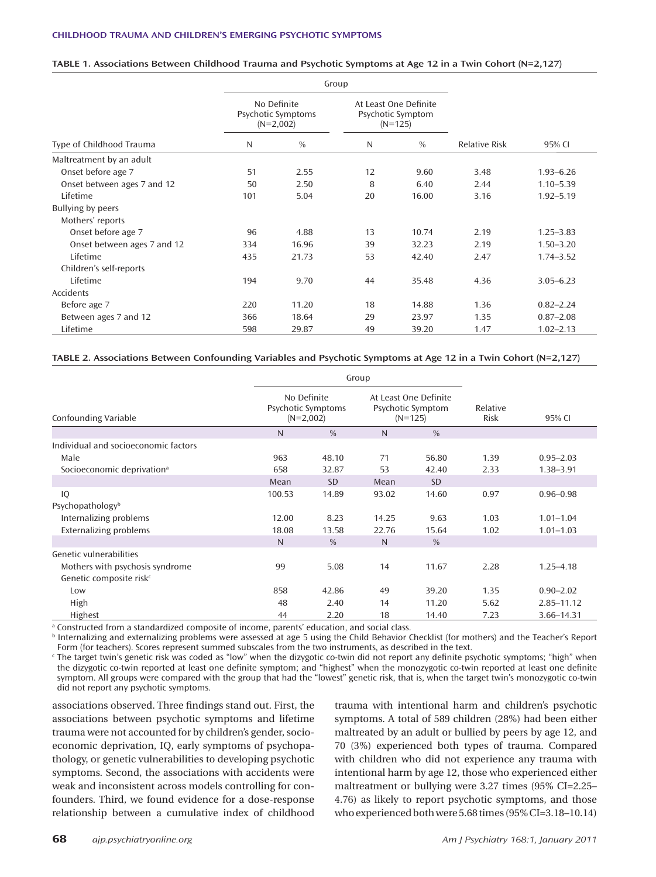**TABLE 1. Associations Between Childhood Trauma and Psychotic Symptoms at Age 12 in a Twin Cohort (N=2,127)**

| | Group | | | | | |
|---|---|---|---|---|---|---|
| | No Definite Psychotic Symptoms (N=2,002) | | At Least One Definite Psychotic Symptom (N=125) | | | |
| Type of Childhood Trauma | N | % | N | % | Relative Risk | 95% CI |
| Maltreatment by an adult | | | | | | |
| Onset before age 7 | 51 | 2.55 | 12 | 9.60 | 3.48 | 1.93–6.26 |
| Onset between ages 7 and 12 | 50 | 2.50 | 8 | 6.40 | 2.44 | 1.10–5.39 |
| Lifetime | 101 | 5.04 | 20 | 16.00 | 3.16 | 1.92–5.19 |
| Bullying by peers | | | | | | |
| Mothers' reports | | | | | | |
| Onset before age 7 | 96 | 4.88 | 13 | 10.74 | 2.19 | 1.25–3.83 |
| Onset between ages 7 and 12 | 334 | 16.96 | 39 | 32.23 | 2.19 | 1.50–3.20 |
| Lifetime | 435 | 21.73 | 53 | 42.40 | 2.47 | 1.74–3.52 |
| Children's self-reports | | | | | | |
| Lifetime | 194 | 9.70 | 44 | 35.48 | 4.36 | 3.05–6.23 |
| Accidents | | | | | | |
| Before age 7 | 220 | 11.20 | 18 | 14.88 | 1.36 | 0.82–2.24 |
| Between ages 7 and 12 | 366 | 18.64 | 29 | 23.97 | 1.35 | 0.87–2.08 |
| Lifetime | 598 | 29.87 | 49 | 39.20 | 1.47 | 1.02–2.13 |

**TABLE 2. Associations Between Confounding Variables and Psychotic Symptoms at Age 12 in a Twin Cohort (N=2,127)**

| | Group | | | | | |
|---|---|---|---|---|---|---|
| Confounding Variable | No Definite Psychotic Symptoms (N=2,002) | | At Least One Definite Psychotic Symptom (N=125) | | Relative Risk | 95% CI |
| | N | % | N | % | | |
| Individual and socioeconomic factors | | | | | | |
| Male | 963 | 48.10 | 71 | 56.80 | 1.39 | 0.95–2.03 |
| Socioeconomic deprivation[a] | 658 | 32.87 | 53 | 42.40 | 2.33 | 1.38–3.91 |
| | Mean | SD | Mean | SD | | |
| IQ | 100.53 | 14.89 | 93.02 | 14.60 | 0.97 | 0.96–0.98 |
| Psychopathology[b] | | | | | | |
| Internalizing problems | 12.00 | 8.23 | 14.25 | 9.63 | 1.03 | 1.01–1.04 |
| Externalizing problems | 18.08 | 13.58 | 22.76 | 15.64 | 1.02 | 1.01–1.03 |
| | N | % | N | % | | |
| Genetic vulnerabilities | | | | | | |
| Mothers with psychosis syndrome | 99 | 5.08 | 14 | 11.67 | 2.28 | 1.25–4.18 |
| Genetic composite risk[c] | | | | | | |
| Low | 858 | 42.86 | 49 | 39.20 | 1.35 | 0.90–2.02 |
| High | 48 | 2.40 | 14 | 11.20 | 5.62 | 2.85–11.12 |
| Highest | 44 | 2.20 | 18 | 14.40 | 7.23 | 3.66–14.31 |

[a] Constructed from a standardized composite of income, parents' education, and social class.
[b] Internalizing and externalizing problems were assessed at age 5 using the Child Behavior Checklist (for mothers) and the Teacher's Report Form (for teachers). Scores represent summed subscales from the two instruments, as described in the text.
[c] The target twin's genetic risk was coded as "low" when the dizygotic co-twin did not report any definite psychotic symptoms; "high" when the dizygotic co-twin reported at least one definite symptom; and "highest" when the monozygotic co-twin reported at least one definite symptom. All groups were compared with the group that had the "lowest" genetic risk, that is, when the target twin's monozygotic co-twin did not report any psychotic symptoms.

associations observed. Three findings stand out. First, the associations between psychotic symptoms and lifetime trauma were not accounted for by children's gender, socioeconomic deprivation, IQ, early symptoms of psychopathology, or genetic vulnerabilities to developing psychotic symptoms. Second, the associations with accidents were weak and inconsistent across models controlling for confounders. Third, we found evidence for a dose-response relationship between a cumulative index of childhood trauma with intentional harm and children's psychotic symptoms. A total of 589 children (28%) had been either maltreated by an adult or bullied by peers by age 12, and 70 (3%) experienced both types of trauma. Compared with children who did not experience any trauma with intentional harm by age 12, those who experienced either maltreatment or bullying were 3.27 times (95% CI=2.25–4.76) as likely to report psychotic symptoms, and those who experienced both were 5.68 times (95% CI=3.18–10.14)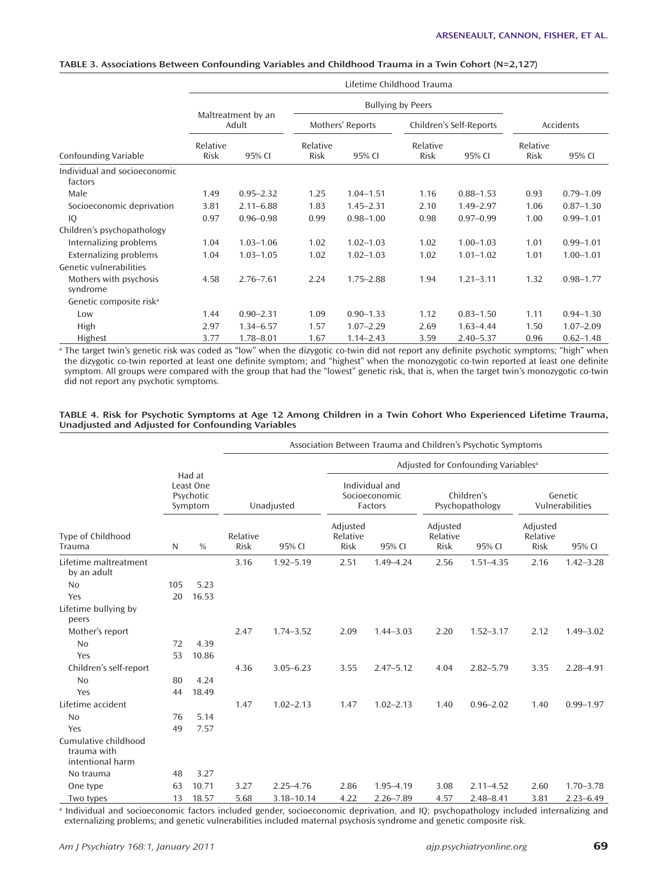**TABLE 3. Associations Between Confounding Variables and Childhood Trauma in a Twin Cohort (N=2,127)**

| | Lifetime Childhood Trauma | | | | | | | |
|---|---|---|---|---|---|---|---|---|
| | Maltreatment by an Adult | | Bullying by Peers | | | | Accidents | |
| | | | Mothers' Reports | | Children's Self-Reports | | | |
| Confounding Variable | Relative Risk | 95% CI | Relative Risk | 95% CI | Relative Risk | 95% CI | Relative Risk | 95% CI |
| Individual and socioeconomic factors | | | | | | | | |
| Male | 1.49 | 0.95–2.32 | 1.25 | 1.04–1.51 | 1.16 | 0.88–1.53 | 0.93 | 0.79–1.09 |
| Socioeconomic deprivation | 3.81 | 2.11–6.88 | 1.83 | 1.45–2.31 | 2.10 | 1.49–2.97 | 1.06 | 0.87–1.30 |
| IQ | 0.97 | 0.96–0.98 | 0.99 | 0.98–1.00 | 0.98 | 0.97–0.99 | 1.00 | 0.99–1.01 |
| Children's psychopathology | | | | | | | | |
| Internalizing problems | 1.04 | 1.03–1.06 | 1.02 | 1.02–1.03 | 1.02 | 1.00–1.03 | 1.01 | 0.99–1.01 |
| Externalizing problems | 1.04 | 1.03–1.05 | 1.02 | 1.02–1.03 | 1.02 | 1.01–1.02 | 1.01 | 1.00–1.01 |
| Genetic vulnerabilities | | | | | | | | |
| Mothers with psychosis syndrome | 4.58 | 2.76–7.61 | 2.24 | 1.75–2.88 | 1.94 | 1.21–3.11 | 1.32 | 0.98–1.77 |
| Genetic composite risk[a] | | | | | | | | |
| Low | 1.44 | 0.90–2.31 | 1.09 | 0.90–1.33 | 1.12 | 0.83–1.50 | 1.11 | 0.94–1.30 |
| High | 2.97 | 1.34–6.57 | 1.57 | 1.07–2.29 | 2.69 | 1.63–4.44 | 1.50 | 1.07–2.09 |
| Highest | 3.77 | 1.78–8.01 | 1.67 | 1.14–2.43 | 3.59 | 2.40–5.37 | 0.96 | 0.62–1.48 |

[a] The target twin's genetic risk was coded as "low" when the dizygotic co-twin did not report any definite psychotic symptoms; "high" when the dizygotic co-twin reported at least one definite symptom; and "highest" when the monozygotic co-twin reported at least one definite symptom. All groups were compared with the group that had the "lowest" genetic risk, that is, when the target twin's monozygotic co-twin did not report any psychotic symptoms.

**TABLE 4. Risk for Psychotic Symptoms at Age 12 Among Children in a Twin Cohort Who Experienced Lifetime Trauma, Unadjusted and Adjusted for Confounding Variables**

| | | | Association Between Trauma and Children's Psychotic Symptoms | | | | | | | |
|---|---|---|---|---|---|---|---|---|---|---|
| | | | | | Adjusted for Confounding Variables[a] | | | | | |
| | Had at Least One Psychotic Symptom | | Unadjusted | | Individual and Socioeconomic Factors | | Children's Psychopathology | | Genetic Vulnerabilities | |
| Type of Childhood Trauma | N | % | Relative Risk | 95% CI | Adjusted Relative Risk | 95% CI | Adjusted Relative Risk | 95% CI | Adjusted Relative Risk | 95% CI |
| Lifetime maltreatment by an adult | | | 3.16 | 1.92–5.19 | 2.51 | 1.49–4.24 | 2.56 | 1.51–4.35 | 2.16 | 1.42–3.28 |
| No | 105 | 5.23 | | | | | | | | |
| Yes | 20 | 16.53 | | | | | | | | |
| Lifetime bullying by peers | | | | | | | | | | |
| Mother's report | | | 2.47 | 1.74–3.52 | 2.09 | 1.44–3.03 | 2.20 | 1.52–3.17 | 2.12 | 1.49–3.02 |
| No | 72 | 4.39 | | | | | | | | |
| Yes | 53 | 10.86 | | | | | | | | |
| Children's self-report | | | 4.36 | 3.05–6.23 | 3.55 | 2.47–5.12 | 4.04 | 2.82–5.79 | 3.35 | 2.28–4.91 |
| No | 80 | 4.24 | | | | | | | | |
| Yes | 44 | 18.49 | | | | | | | | |
| Lifetime accident | | | 1.47 | 1.02–2.13 | 1.47 | 1.02–2.13 | 1.40 | 0.96–2.02 | 1.40 | 0.99–1.97 |
| No | 76 | 5.14 | | | | | | | | |
| Yes | 49 | 7.57 | | | | | | | | |
| Cumulative childhood trauma with intentional harm | | | | | | | | | | |
| No trauma | 48 | 3.27 | | | | | | | | |
| One type | 63 | 10.71 | 3.27 | 2.25–4.76 | 2.86 | 1.95–4.19 | 3.08 | 2.11–4.52 | 2.60 | 1.70–3.78 |
| Two types | 13 | 18.57 | 5.68 | 3.18–10.14 | 4.22 | 2.26–7.89 | 4.57 | 2.48–8.41 | 3.81 | 2.23–6.49 |

[a] Individual and socioeconomic factors included gender, socioeconomic deprivation, and IQ; psychopathology included internalizing and externalizing problems; and genetic vulnerabilities included maternal psychosis syndrome and genetic composite risk.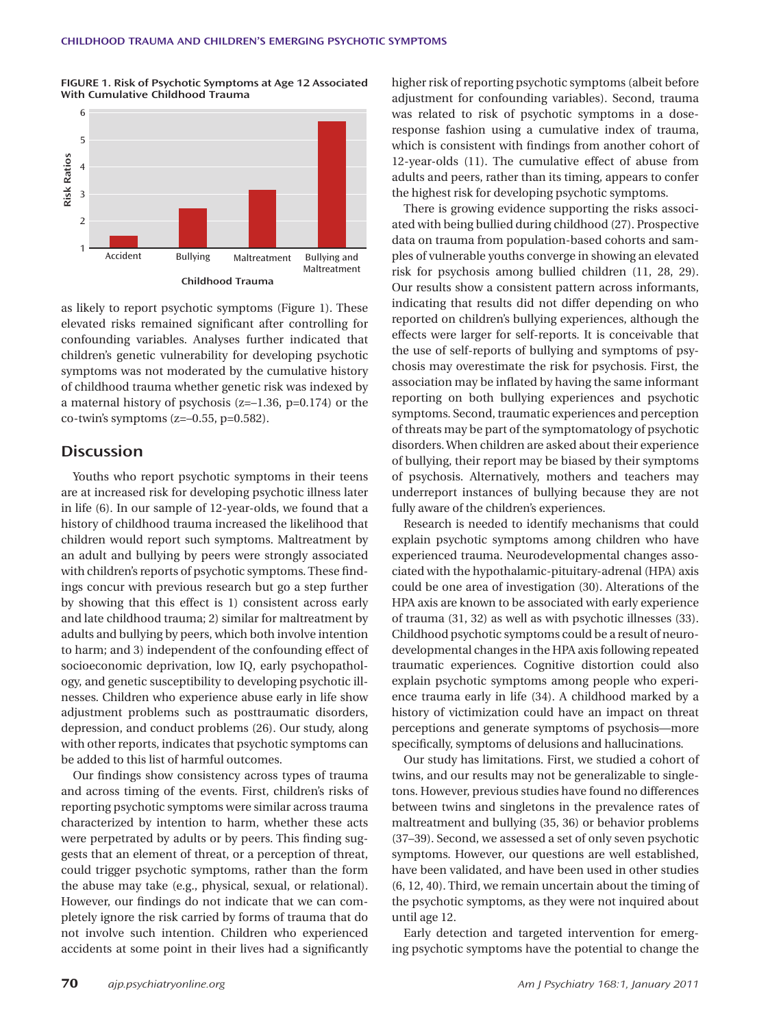**FIGURE 1. Risk of Psychotic Symptoms at Age 12 Associated With Cumulative Childhood Trauma**

as likely to report psychotic symptoms (Figure 1). These elevated risks remained significant after controlling for confounding variables. Analyses further indicated that children's genetic vulnerability for developing psychotic symptoms was not moderated by the cumulative history of childhood trauma whether genetic risk was indexed by a maternal history of psychosis ($z=-1.36$, $p=0.174$) or the co-twin's symptoms ($z=-0.55$, $p=0.582$).

## Discussion

Youths who report psychotic symptoms in their teens are at increased risk for developing psychotic illness later in life (6). In our sample of 12-year-olds, we found that a history of childhood trauma increased the likelihood that children would report such symptoms. Maltreatment by an adult and bullying by peers were strongly associated with children's reports of psychotic symptoms. These findings concur with previous research but go a step further by showing that this effect is 1) consistent across early and late childhood trauma; 2) similar for maltreatment by adults and bullying by peers, which both involve intention to harm; and 3) independent of the confounding effect of socioeconomic deprivation, low IQ, early psychopathology, and genetic susceptibility to developing psychotic illnesses. Children who experience abuse early in life show adjustment problems such as posttraumatic disorders, depression, and conduct problems (26). Our study, along with other reports, indicates that psychotic symptoms can be added to this list of harmful outcomes.

Our findings show consistency across types of trauma and across timing of the events. First, children's risks of reporting psychotic symptoms were similar across trauma characterized by intention to harm, whether these acts were perpetrated by adults or by peers. This finding suggests that an element of threat, or a perception of threat, could trigger psychotic symptoms, rather than the form the abuse may take (e.g., physical, sexual, or relational). However, our findings do not indicate that we can completely ignore the risk carried by forms of trauma that do not involve such intention. Children who experienced accidents at some point in their lives had a significantly higher risk of reporting psychotic symptoms (albeit before adjustment for confounding variables). Second, trauma was related to risk of psychotic symptoms in a dose-response fashion using a cumulative index of trauma, which is consistent with findings from another cohort of 12-year-olds (11). The cumulative effect of abuse from adults and peers, rather than its timing, appears to confer the highest risk for developing psychotic symptoms.

There is growing evidence supporting the risks associated with being bullied during childhood (27). Prospective data on trauma from population-based cohorts and samples of vulnerable youths converge in showing an elevated risk for psychosis among bullied children (11, 28, 29). Our results show a consistent pattern across informants, indicating that results did not differ depending on who reported on children's bullying experiences, although the effects were larger for self-reports. It is conceivable that the use of self-reports of bullying and symptoms of psychosis may overestimate the risk for psychosis. First, the association may be inflated by having the same informant reporting on both bullying experiences and psychotic symptoms. Second, traumatic experiences and perception of threats may be part of the symptomatology of psychotic disorders. When children are asked about their experience of bullying, their report may be biased by their symptoms of psychosis. Alternatively, mothers and teachers may underreport instances of bullying because they are not fully aware of the children's experiences.

Research is needed to identify mechanisms that could explain psychotic symptoms among children who have experienced trauma. Neurodevelopmental changes associated with the hypothalamic-pituitary-adrenal (HPA) axis could be one area of investigation (30). Alterations of the HPA axis are known to be associated with early experience of trauma (31, 32) as well as with psychotic illnesses (33). Childhood psychotic symptoms could be a result of neurodevelopmental changes in the HPA axis following repeated traumatic experiences. Cognitive distortion could also explain psychotic symptoms among people who experience trauma early in life (34). A childhood marked by a history of victimization could have an impact on threat perceptions and generate symptoms of psychosis—more specifically, symptoms of delusions and hallucinations.

Our study has limitations. First, we studied a cohort of twins, and our results may not be generalizable to singletons. However, previous studies have found no differences between twins and singletons in the prevalence rates of maltreatment and bullying (35, 36) or behavior problems (37–39). Second, we assessed a set of only seven psychotic symptoms. However, our questions are well established, have been validated, and have been used in other studies (6, 12, 40). Third, we remain uncertain about the timing of the psychotic symptoms, as they were not inquired about until age 12.

Early detection and targeted intervention for emerging psychotic symptoms have the potential to change the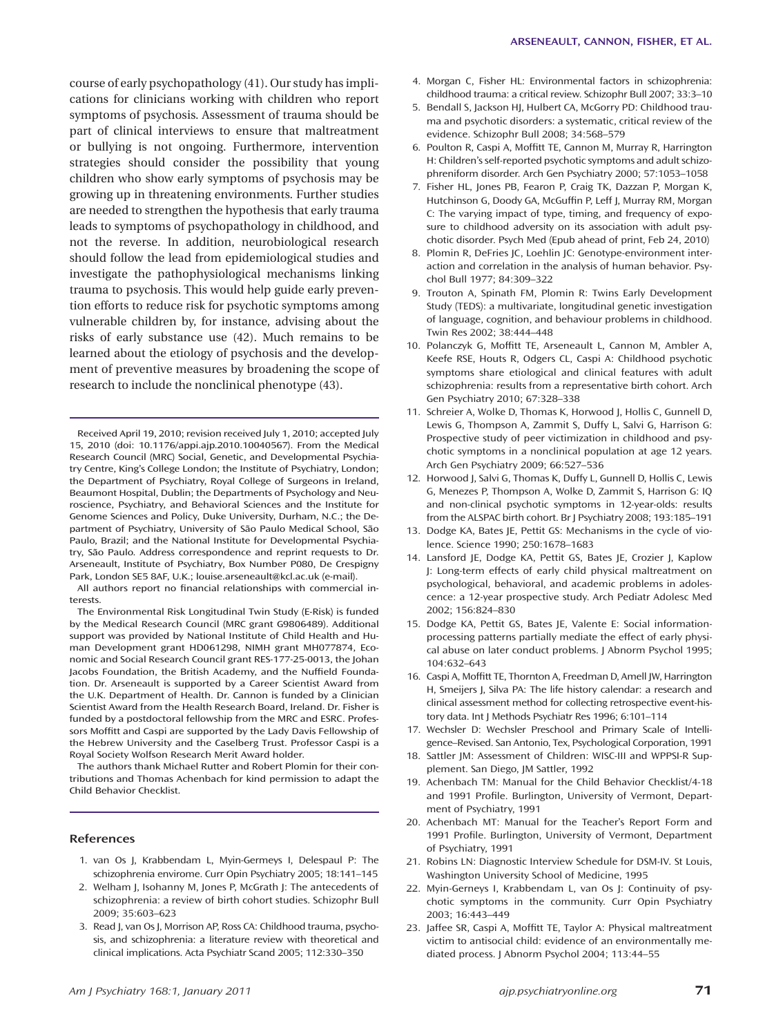course of early psychopathology (41). Our study has implications for clinicians working with children who report symptoms of psychosis. Assessment of trauma should be part of clinical interviews to ensure that maltreatment or bullying is not ongoing. Furthermore, intervention strategies should consider the possibility that young children who show early symptoms of psychosis may be growing up in threatening environments. Further studies are needed to strengthen the hypothesis that early trauma leads to symptoms of psychopathology in childhood, and not the reverse. In addition, neurobiological research should follow the lead from epidemiological studies and investigate the pathophysiological mechanisms linking trauma to psychosis. This would help guide early prevention efforts to reduce risk for psychotic symptoms among vulnerable children by, for instance, advising about the risks of early substance use (42). Much remains to be learned about the etiology of psychosis and the development of preventive measures by broadening the scope of research to include the nonclinical phenotype (43).

---

Received April 19, 2010; revision received July 1, 2010; accepted July 15, 2010 (doi: 10.1176/appi.ajp.2010.10040567). From the Medical Research Council (MRC) Social, Genetic, and Developmental Psychiatry Centre, King's College London; the Institute of Psychiatry, London; the Department of Psychiatry, Royal College of Surgeons in Ireland, Beaumont Hospital, Dublin; the Departments of Psychology and Neuroscience, Psychiatry, and Behavioral Sciences and the Institute for Genome Sciences and Policy, Duke University, Durham, N.C.; the Department of Psychiatry, University of São Paulo Medical School, São Paulo, Brazil; and the National Institute for Developmental Psychiatry, São Paulo. Address correspondence and reprint requests to Dr. Arseneault, Institute of Psychiatry, Box Number P080, De Crespigny Park, London SE5 8AF, U.K.; louise.arseneault@kcl.ac.uk (e-mail).

All authors report no financial relationships with commercial interests.

The Environmental Risk Longitudinal Twin Study (E-Risk) is funded by the Medical Research Council (MRC grant G9806489). Additional support was provided by National Institute of Child Health and Human Development grant HD061298, NIMH grant MH077874, Economic and Social Research Council grant RES-177-25-0013, the Johan Jacobs Foundation, the British Academy, and the Nuffield Foundation. Dr. Arseneault is supported by a Career Scientist Award from the U.K. Department of Health. Dr. Cannon is funded by a Clinician Scientist Award from the Health Research Board, Ireland. Dr. Fisher is funded by a postdoctoral fellowship from the MRC and ESRC. Professors Moffitt and Caspi are supported by the Lady Davis Fellowship of the Hebrew University and the Caselberg Trust. Professor Caspi is a Royal Society Wolfson Research Merit Award holder.

The authors thank Michael Rutter and Robert Plomin for their contributions and Thomas Achenbach for kind permission to adapt the Child Behavior Checklist.

---

## References

1. van Os J, Krabbendam L, Myin-Germeys I, Delespaul P: The schizophrenia envirome. Curr Opin Psychiatry 2005; 18:141–145
2. Welham J, Isohanny M, Jones P, McGrath J: The antecedents of schizophrenia: a review of birth cohort studies. Schizophr Bull 2009; 35:603–623
3. Read J, van Os J, Morrison AP, Ross CA: Childhood trauma, psychosis, and schizophrenia: a literature review with theoretical and clinical implications. Acta Psychiatr Scand 2005; 112:330–350
4. Morgan C, Fisher HL: Environmental factors in schizophrenia: childhood trauma: a critical review. Schizophr Bull 2007; 33:3–10
5. Bendall S, Jackson HJ, Hulbert CA, McGorry PD: Childhood trauma and psychotic disorders: a systematic, critical review of the evidence. Schizophr Bull 2008; 34:568–579
6. Poulton R, Caspi A, Moffitt TE, Cannon M, Murray R, Harrington H: Children's self-reported psychotic symptoms and adult schizophreniform disorder. Arch Gen Psychiatry 2000; 57:1053–1058
7. Fisher HL, Jones PB, Fearon P, Craig TK, Dazzan P, Morgan K, Hutchinson G, Doody GA, McGuffin P, Leff J, Murray RM, Morgan C: The varying impact of type, timing, and frequency of exposure to childhood adversity on its association with adult psychotic disorder. Psych Med (Epub ahead of print, Feb 24, 2010)
8. Plomin R, DeFries JC, Loehlin JC: Genotype-environment interaction and correlation in the analysis of human behavior. Psychol Bull 1977; 84:309–322
9. Trouton A, Spinath FM, Plomin R: Twins Early Development Study (TEDS): a multivariate, longitudinal genetic investigation of language, cognition, and behaviour problems in childhood. Twin Res 2002; 38:444–448
10. Polanczyk G, Moffitt TE, Arseneault L, Cannon M, Ambler A, Keefe RSE, Houts R, Odgers CL, Caspi A: Childhood psychotic symptoms share etiological and clinical features with adult schizophrenia: results from a representative birth cohort. Arch Gen Psychiatry 2010; 67:328–338
11. Schreier A, Wolke D, Thomas K, Horwood J, Hollis C, Gunnell D, Lewis G, Thompson A, Zammit S, Duffy L, Salvi G, Harrison G: Prospective study of peer victimization in childhood and psychotic symptoms in a nonclinical population at age 12 years. Arch Gen Psychiatry 2009; 66:527–536
12. Horwood J, Salvi G, Thomas K, Duffy L, Gunnell D, Hollis C, Lewis G, Menezes P, Thompson A, Wolke D, Zammit S, Harrison G: IQ and non-clinical psychotic symptoms in 12-year-olds: results from the ALSPAC birth cohort. Br J Psychiatry 2008; 193:185–191
13. Dodge KA, Bates JE, Pettit GS: Mechanisms in the cycle of violence. Science 1990; 250:1678–1683
14. Lansford JE, Dodge KA, Pettit GS, Bates JE, Crozier J, Kaplow J: Long-term effects of early child physical maltreatment on psychological, behavioral, and academic problems in adolescence: a 12-year prospective study. Arch Pediatr Adolesc Med 2002; 156:824–830
15. Dodge KA, Pettit GS, Bates JE, Valente E: Social information-processing patterns partially mediate the effect of early physical abuse on later conduct problems. J Abnorm Psychol 1995; 104:632–643
16. Caspi A, Moffitt TE, Thornton A, Freedman D, Amell JW, Harrington H, Smeijers J, Silva PA: The life history calendar: a research and clinical assessment method for collecting retrospective event-history data. Int J Methods Psychiatr Res 1996; 6:101–114
17. Wechsler D: Wechsler Preschool and Primary Scale of Intelligence–Revised. San Antonio, Tex, Psychological Corporation, 1991
18. Sattler JM: Assessment of Children: WISC-III and WPPSI-R Supplement. San Diego, JM Sattler, 1992
19. Achenbach TM: Manual for the Child Behavior Checklist/4-18 and 1991 Profile. Burlington, University of Vermont, Department of Psychiatry, 1991
20. Achenbach MT: Manual for the Teacher's Report Form and 1991 Profile. Burlington, University of Vermont, Department of Psychiatry, 1991
21. Robins LN: Diagnostic Interview Schedule for DSM-IV. St Louis, Washington University School of Medicine, 1995
22. Myin-Gerneys I, Krabbendam L, van Os J: Continuity of psychotic symptoms in the community. Curr Opin Psychiatry 2003; 16:443–449
23. Jaffee SR, Caspi A, Moffitt TE, Taylor A: Physical maltreatment victim to antisocial child: evidence of an environmentally mediated process. J Abnorm Psychol 2004; 113:44–55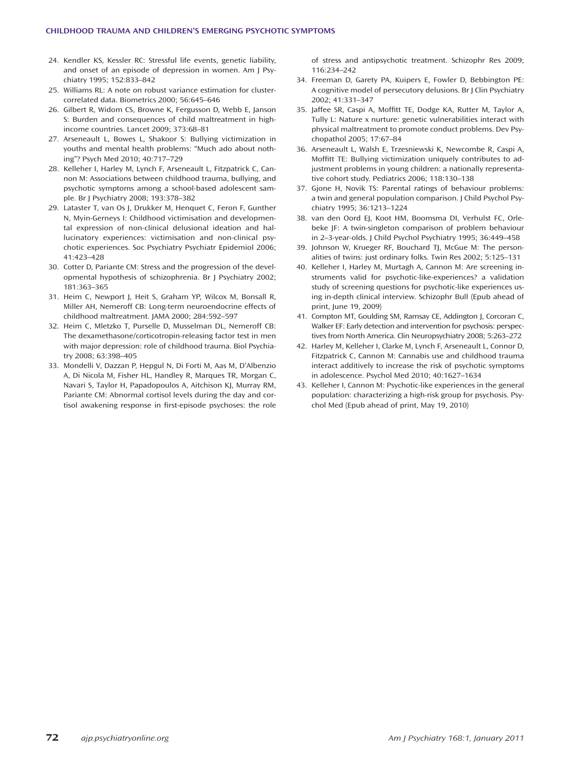24. Kendler KS, Kessler RC: Stressful life events, genetic liability, and onset of an episode of depression in women. Am J Psychiatry 1995; 152:833–842
25. Williams RL: A note on robust variance estimation for cluster-correlated data. Biometrics 2000; 56:645–646
26. Gilbert R, Widom CS, Browne K, Fergusson D, Webb E, Janson S: Burden and consequences of child maltreatment in high-income countries. Lancet 2009; 373:68–81
27. Arseneault L, Bowes L, Shakoor S: Bullying victimization in youths and mental health problems: "Much ado about nothing"? Psych Med 2010; 40:717–729
28. Kelleher I, Harley M, Lynch F, Arseneault L, Fitzpatrick C, Cannon M: Associations between childhood trauma, bullying, and psychotic symptoms among a school-based adolescent sample. Br J Psychiatry 2008; 193:378–382
29. Lataster T, van Os J, Drukker M, Henquet C, Feron F, Gunther N, Myin-Gerneys I: Childhood victimisation and developmental expression of non-clinical delusional ideation and hallucinatory experiences: victimisation and non-clinical psychotic experiences. Soc Psychiatry Psychiatr Epidemiol 2006; 41:423–428
30. Cotter D, Pariante CM: Stress and the progression of the developmental hypothesis of schizophrenia. Br J Psychiatry 2002; 181:363–365
31. Heim C, Newport J, Heit S, Graham YP, Wilcox M, Bonsall R, Miller AH, Nemeroff CB: Long-term neuroendocrine effects of childhood maltreatment. JAMA 2000; 284:592–597
32. Heim C, Mletzko T, Purselle D, Musselman DL, Nemeroff CB: The dexamethasone/corticotropin-releasing factor test in men with major depression: role of childhood trauma. Biol Psychiatry 2008; 63:398–405
33. Mondelli V, Dazzan P, Hepgul N, Di Forti M, Aas M, D'Albenzio A, Di Nicola M, Fisher HL, Handley R, Marques TR, Morgan C, Navari S, Taylor H, Papadopoulos A, Aitchison KJ, Murray RM, Pariante CM: Abnormal cortisol levels during the day and cortisol awakening response in first-episode psychoses: the role of stress and antipsychotic treatment. Schizophr Res 2009; 116:234–242
34. Freeman D, Garety PA, Kuipers E, Fowler D, Bebbington PE: A cognitive model of persecutory delusions. Br J Clin Psychiatry 2002; 41:331–347
35. Jaffee SR, Caspi A, Moffitt TE, Dodge KA, Rutter M, Taylor A, Tully L: Nature x nurture: genetic vulnerabilities interact with physical maltreatment to promote conduct problems. Dev Psychopathol 2005; 17:67–84
36. Arseneault L, Walsh E, Trzesniewski K, Newcombe R, Caspi A, Moffitt TE: Bullying victimization uniquely contributes to adjustment problems in young children: a nationally representative cohort study. Pediatrics 2006; 118:130–138
37. Gjone H, Novik TS: Parental ratings of behaviour problems: a twin and general population comparison. J Child Psychol Psychiatry 1995; 36:1213–1224
38. van den Oord EJ, Koot HM, Boomsma DI, Verhulst FC, Orlebeke JF: A twin-singleton comparison of problem behaviour in 2–3-year-olds. J Child Psychol Psychiatry 1995; 36:449–458
39. Johnson W, Krueger RF, Bouchard TJ, McGue M: The personalities of twins: just ordinary folks. Twin Res 2002; 5:125–131
40. Kelleher I, Harley M, Murtagh A, Cannon M: Are screening instruments valid for psychotic-like-experiences? a validation study of screening questions for psychotic-like experiences using in-depth clinical interview. Schizophr Bull (Epub ahead of print, June 19, 2009)
41. Compton MT, Goulding SM, Ramsay CE, Addington J, Corcoran C, Walker EF: Early detection and intervention for psychosis: perspectives from North America. Clin Neuropsychiatry 2008; 5:263–272
42. Harley M, Kelleher I, Clarke M, Lynch F, Arseneault L, Connor D, Fitzpatrick C, Cannon M: Cannabis use and childhood trauma interact additively to increase the risk of psychotic symptoms in adolescence. Psychol Med 2010; 40:1627–1634
43. Kelleher I, Cannon M: Psychotic-like experiences in the general population: characterizing a high-risk group for psychosis. Psychol Med (Epub ahead of print, May 19, 2010)